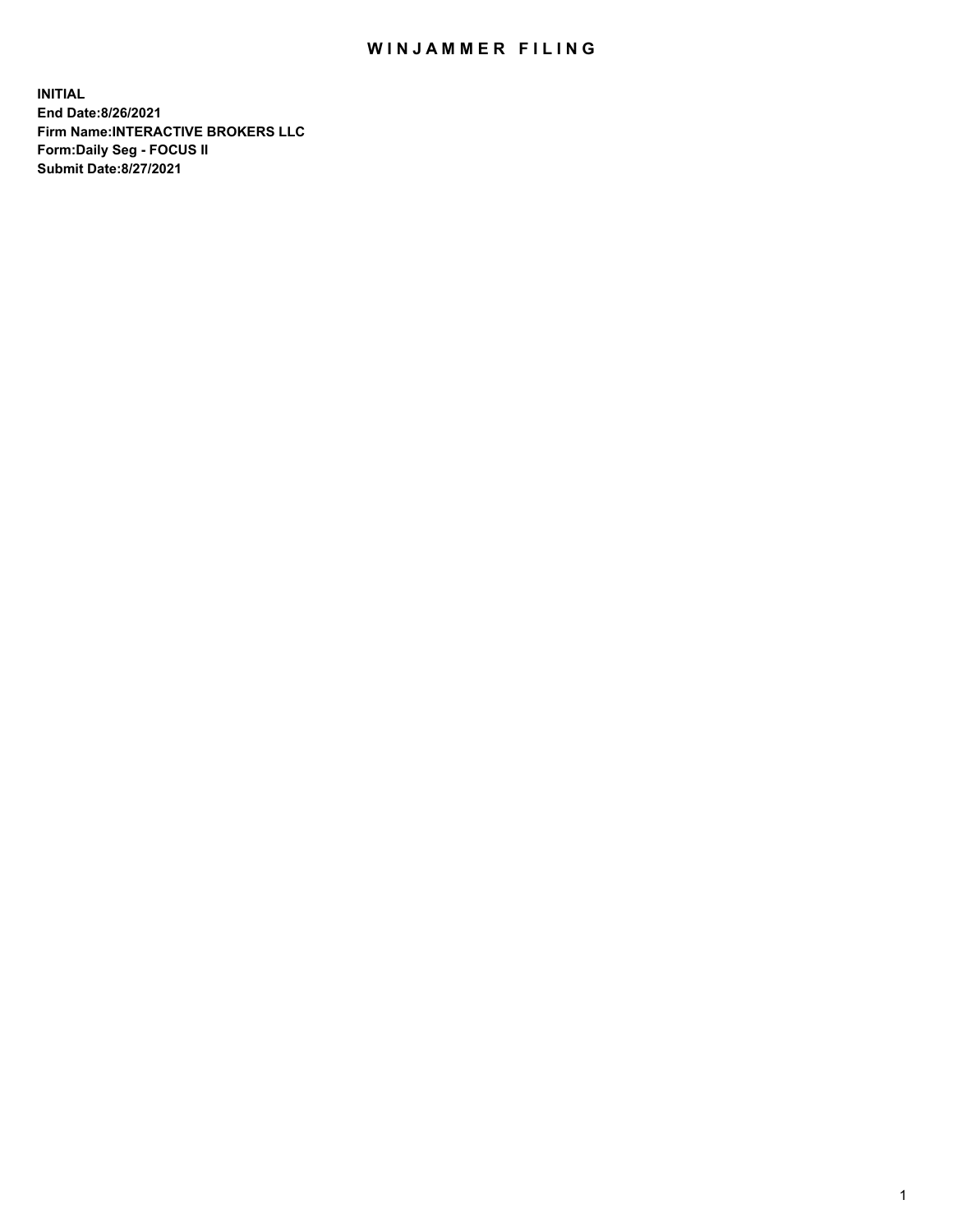# WINJAMMER FILING

**INITIAL**
**End Date:8/26/2021**
**Firm Name:INTERACTIVE BROKERS LLC**
**Form:Daily Seg - FOCUS II**
**Submit Date:8/27/2021**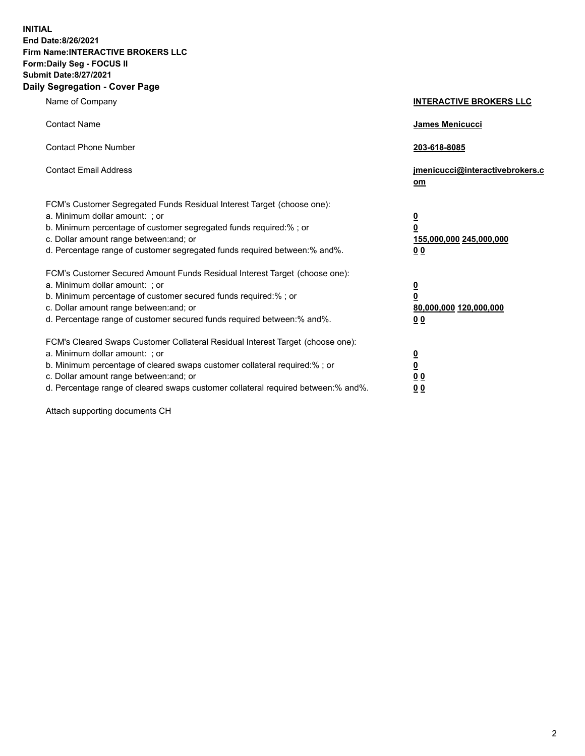**INITIAL**
**End Date:8/26/2021**
**Firm Name:INTERACTIVE BROKERS LLC**
**Form:Daily Seg - FOCUS II**
**Submit Date:8/27/2021**

## Daily Segregation - Cover Page

| | |
|---|---|
| Name of Company | **INTERACTIVE BROKERS LLC** |
| Contact Name | **James Menicucci** |
| Contact Phone Number | **203-618-8085** |
| Contact Email Address | **jmenicucci@interactivebrokers.com** |
| FCM's Customer Segregated Funds Residual Interest Target (choose one): | |
| a. Minimum dollar amount: ; or | **0** |
| b. Minimum percentage of customer segregated funds required:% ; or | **0** |
| c. Dollar amount range between:and; or | **155,000,000 245,000,000** |
| d. Percentage range of customer segregated funds required between:% and%. | **0 0** |
| FCM's Customer Secured Amount Funds Residual Interest Target (choose one): | |
| a. Minimum dollar amount: ; or | **0** |
| b. Minimum percentage of customer secured funds required:% ; or | **0** |
| c. Dollar amount range between:and; or | **80,000,000 120,000,000** |
| d. Percentage range of customer secured funds required between:% and%. | **0 0** |
| FCM's Cleared Swaps Customer Collateral Residual Interest Target (choose one): | |
| a. Minimum dollar amount: ; or | **0** |
| b. Minimum percentage of cleared swaps customer collateral required:% ; or | **0** |
| c. Dollar amount range between:and; or | **0 0** |
| d. Percentage range of cleared swaps customer collateral required between:% and%. | **0 0** |

Attach supporting documents CH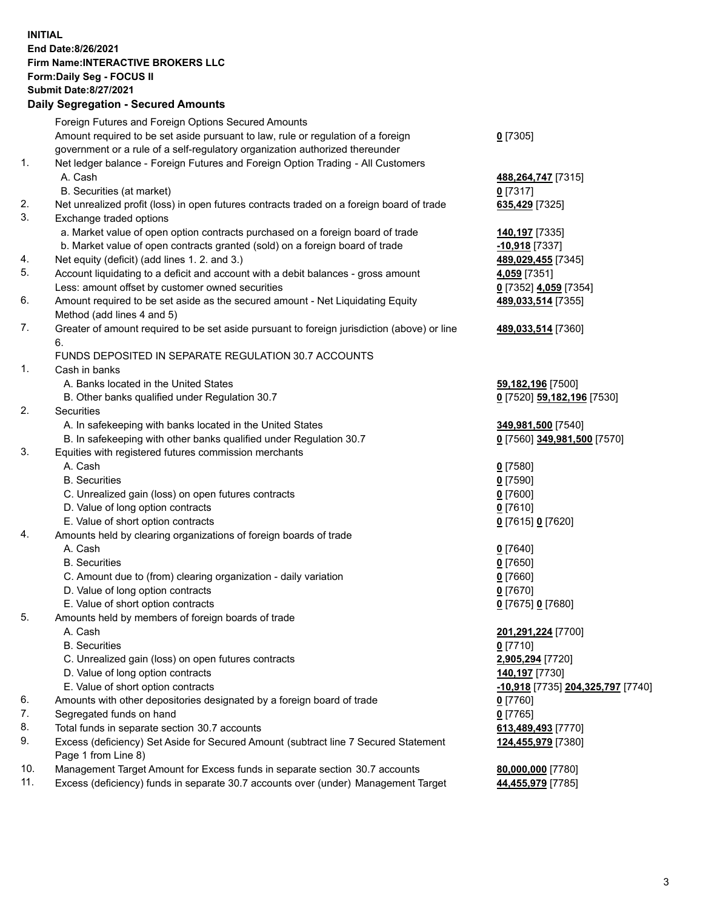**INITIAL**
**End Date:8/26/2021**
**Firm Name:INTERACTIVE BROKERS LLC**
**Form:Daily Seg - FOCUS II**
**Submit Date:8/27/2021**

### Daily Segregation - Secured Amounts

| | | |
|---|---|---|
| | Foreign Futures and Foreign Options Secured Amounts | |
| | Amount required to be set aside pursuant to law, rule or regulation of a foreign government or a rule of a self-regulatory organization authorized thereunder | **0** [7305] |
| 1. | Net ledger balance - Foreign Futures and Foreign Option Trading - All Customers | |
| | A. Cash | **488,264,747** [7315] |
| | B. Securities (at market) | **0** [7317] |
| 2. | Net unrealized profit (loss) in open futures contracts traded on a foreign board of trade | **635,429** [7325] |
| 3. | Exchange traded options | |
| | a. Market value of open option contracts purchased on a foreign board of trade | **140,197** [7335] |
| | b. Market value of open contracts granted (sold) on a foreign board of trade | **-10,918** [7337] |
| 4. | Net equity (deficit) (add lines 1. 2. and 3.) | **489,029,455** [7345] |
| 5. | Account liquidating to a deficit and account with a debit balances - gross amount | **4,059** [7351] |
| | Less: amount offset by customer owned securities | **0** [7352] **4,059** [7354] |
| 6. | Amount required to be set aside as the secured amount - Net Liquidating Equity Method (add lines 4 and 5) | **489,033,514** [7355] |
| 7. | Greater of amount required to be set aside pursuant to foreign jurisdiction (above) or line 6. | **489,033,514** [7360] |
| | FUNDS DEPOSITED IN SEPARATE REGULATION 30.7 ACCOUNTS | |
| 1. | Cash in banks | |
| | A. Banks located in the United States | **59,182,196** [7500] |
| | B. Other banks qualified under Regulation 30.7 | **0** [7520] **59,182,196** [7530] |
| 2. | Securities | |
| | A. In safekeeping with banks located in the United States | **349,981,500** [7540] |
| | B. In safekeeping with other banks qualified under Regulation 30.7 | **0** [7560] **349,981,500** [7570] |
| 3. | Equities with registered futures commission merchants | |
| | A. Cash | **0** [7580] |
| | B. Securities | **0** [7590] |
| | C. Unrealized gain (loss) on open futures contracts | **0** [7600] |
| | D. Value of long option contracts | **0** [7610] |
| | E. Value of short option contracts | **0** [7615] **0** [7620] |
| 4. | Amounts held by clearing organizations of foreign boards of trade | |
| | A. Cash | **0** [7640] |
| | B. Securities | **0** [7650] |
| | C. Amount due to (from) clearing organization - daily variation | **0** [7660] |
| | D. Value of long option contracts | **0** [7670] |
| | E. Value of short option contracts | **0** [7675] **0** [7680] |
| 5. | Amounts held by members of foreign boards of trade | |
| | A. Cash | **201,291,224** [7700] |
| | B. Securities | **0** [7710] |
| | C. Unrealized gain (loss) on open futures contracts | **2,905,294** [7720] |
| | D. Value of long option contracts | **140,197** [7730] |
| | E. Value of short option contracts | **-10,918** [7735] **204,325,797** [7740] |
| 6. | Amounts with other depositories designated by a foreign board of trade | **0** [7760] |
| 7. | Segregated funds on hand | **0** [7765] |
| 8. | Total funds in separate section 30.7 accounts | **613,489,493** [7770] |
| 9. | Excess (deficiency) Set Aside for Secured Amount (subtract line 7 Secured Statement Page 1 from Line 8) | **124,455,979** [7380] |
| 10. | Management Target Amount for Excess funds in separate section 30.7 accounts | **80,000,000** [7780] |
| 11. | Excess (deficiency) funds in separate 30.7 accounts over (under) Management Target | **44,455,979** [7785] |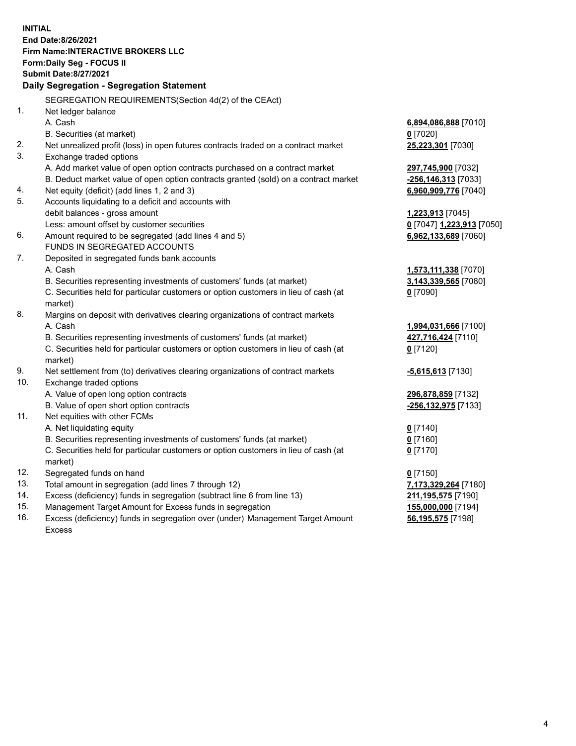**INITIAL**
**End Date:8/26/2021**
**Firm Name:INTERACTIVE BROKERS LLC**
**Form:Daily Seg - FOCUS II**
**Submit Date:8/27/2021**

**Daily Segregation - Segregation Statement**

SEGREGATION REQUIREMENTS(Section 4d(2) of the CEAct)

| | | |
|---|---|---|
| 1. | Net ledger balance | |
| | A. Cash | **6,894,086,888** [7010] |
| | B. Securities (at market) | **0** [7020] |
| 2. | Net unrealized profit (loss) in open futures contracts traded on a contract market | **25,223,301** [7030] |
| 3. | Exchange traded options | |
| | A. Add market value of open option contracts purchased on a contract market | **297,745,900** [7032] |
| | B. Deduct market value of open option contracts granted (sold) on a contract market | **-256,146,313** [7033] |
| 4. | Net equity (deficit) (add lines 1, 2 and 3) | **6,960,909,776** [7040] |
| 5. | Accounts liquidating to a deficit and accounts with debit balances - gross amount | **1,223,913** [7045] |
| | Less: amount offset by customer securities | **0** [7047] **1,223,913** [7050] |
| 6. | Amount required to be segregated (add lines 4 and 5) | **6,962,133,689** [7060] |
| | FUNDS IN SEGREGATED ACCOUNTS | |
| 7. | Deposited in segregated funds bank accounts | |
| | A. Cash | **1,573,111,338** [7070] |
| | B. Securities representing investments of customers' funds (at market) | **3,143,339,565** [7080] |
| | C. Securities held for particular customers or option customers in lieu of cash (at market) | **0** [7090] |
| 8. | Margins on deposit with derivatives clearing organizations of contract markets | |
| | A. Cash | **1,994,031,666** [7100] |
| | B. Securities representing investments of customers' funds (at market) | **427,716,424** [7110] |
| | C. Securities held for particular customers or option customers in lieu of cash (at market) | **0** [7120] |
| 9. | Net settlement from (to) derivatives clearing organizations of contract markets | **-5,615,613** [7130] |
| 10. | Exchange traded options | |
| | A. Value of open long option contracts | **296,878,859** [7132] |
| | B. Value of open short option contracts | **-256,132,975** [7133] |
| 11. | Net equities with other FCMs | |
| | A. Net liquidating equity | **0** [7140] |
| | B. Securities representing investments of customers' funds (at market) | **0** [7160] |
| | C. Securities held for particular customers or option customers in lieu of cash (at market) | **0** [7170] |
| 12. | Segregated funds on hand | **0** [7150] |
| 13. | Total amount in segregation (add lines 7 through 12) | **7,173,329,264** [7180] |
| 14. | Excess (deficiency) funds in segregation (subtract line 6 from line 13) | **211,195,575** [7190] |
| 15. | Management Target Amount for Excess funds in segregation | **155,000,000** [7194] |
| 16. | Excess (deficiency) funds in segregation over (under) Management Target Amount Excess | **56,195,575** [7198] |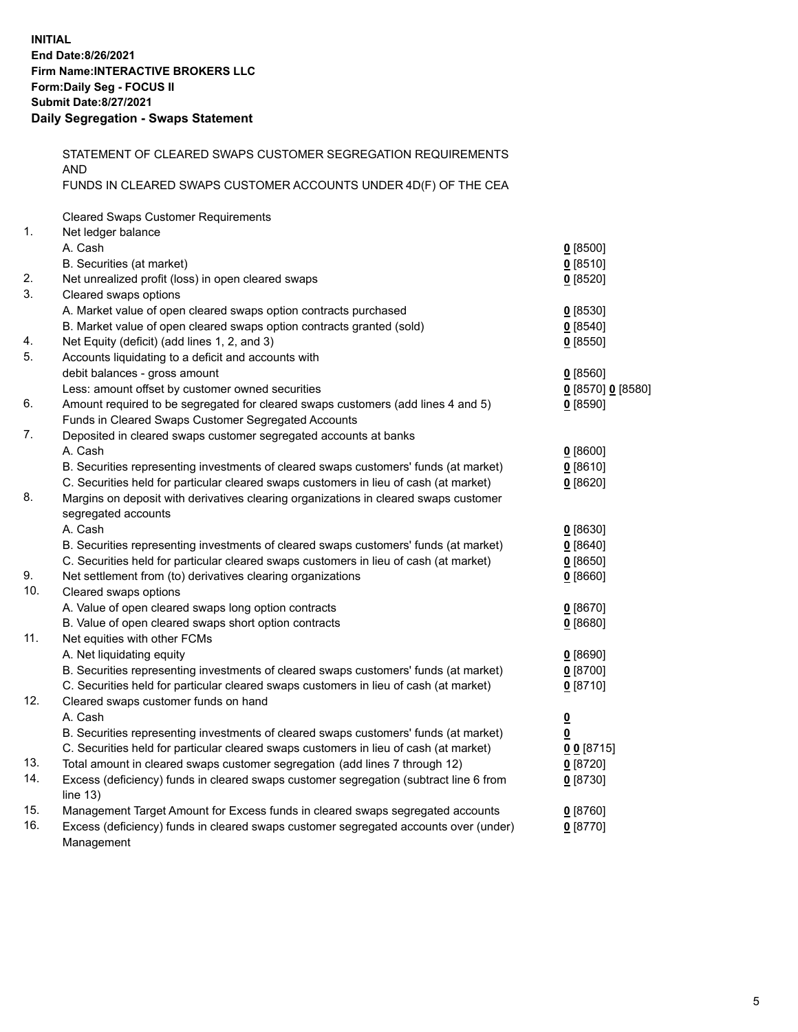**INITIAL**
**End Date:8/26/2021**
**Firm Name:INTERACTIVE BROKERS LLC**
**Form:Daily Seg - FOCUS II**
**Submit Date:8/27/2021**
**Daily Segregation - Swaps Statement**

STATEMENT OF CLEARED SWAPS CUSTOMER SEGREGATION REQUIREMENTS AND FUNDS IN CLEARED SWAPS CUSTOMER ACCOUNTS UNDER 4D(F) OF THE CEA

| | | |
|---|---|---|
| | Cleared Swaps Customer Requirements | |
| 1. | Net ledger balance | |
| | A. Cash | 0 [8500] |
| | B. Securities (at market) | 0 [8510] |
| 2. | Net unrealized profit (loss) in open cleared swaps | 0 [8520] |
| 3. | Cleared swaps options | |
| | A. Market value of open cleared swaps option contracts purchased | 0 [8530] |
| | B. Market value of open cleared swaps option contracts granted (sold) | 0 [8540] |
| 4. | Net Equity (deficit) (add lines 1, 2, and 3) | 0 [8550] |
| 5. | Accounts liquidating to a deficit and accounts with debit balances - gross amount | 0 [8560] |
| | Less: amount offset by customer owned securities | 0 [8570] 0 [8580] |
| 6. | Amount required to be segregated for cleared swaps customers (add lines 4 and 5) | 0 [8590] |
| | Funds in Cleared Swaps Customer Segregated Accounts | |
| 7. | Deposited in cleared swaps customer segregated accounts at banks | |
| | A. Cash | 0 [8600] |
| | B. Securities representing investments of cleared swaps customers' funds (at market) | 0 [8610] |
| | C. Securities held for particular cleared swaps customers in lieu of cash (at market) | 0 [8620] |
| 8. | Margins on deposit with derivatives clearing organizations in cleared swaps customer segregated accounts | |
| | A. Cash | 0 [8630] |
| | B. Securities representing investments of cleared swaps customers' funds (at market) | 0 [8640] |
| | C. Securities held for particular cleared swaps customers in lieu of cash (at market) | 0 [8650] |
| 9. | Net settlement from (to) derivatives clearing organizations | 0 [8660] |
| 10. | Cleared swaps options | |
| | A. Value of open cleared swaps long option contracts | 0 [8670] |
| | B. Value of open cleared swaps short option contracts | 0 [8680] |
| 11. | Net equities with other FCMs | |
| | A. Net liquidating equity | 0 [8690] |
| | B. Securities representing investments of cleared swaps customers' funds (at market) | 0 [8700] |
| | C. Securities held for particular cleared swaps customers in lieu of cash (at market) | 0 [8710] |
| 12. | Cleared swaps customer funds on hand | |
| | A. Cash | 0 |
| | B. Securities representing investments of cleared swaps customers' funds (at market) | 0 |
| | C. Securities held for particular cleared swaps customers in lieu of cash (at market) | 0 0 [8715] |
| 13. | Total amount in cleared swaps customer segregation (add lines 7 through 12) | 0 [8720] |
| 14. | Excess (deficiency) funds in cleared swaps customer segregation (subtract line 6 from line 13) | 0 [8730] |
| 15. | Management Target Amount for Excess funds in cleared swaps segregated accounts | 0 [8760] |
| 16. | Excess (deficiency) funds in cleared swaps customer segregated accounts over (under) Management | 0 [8770] |